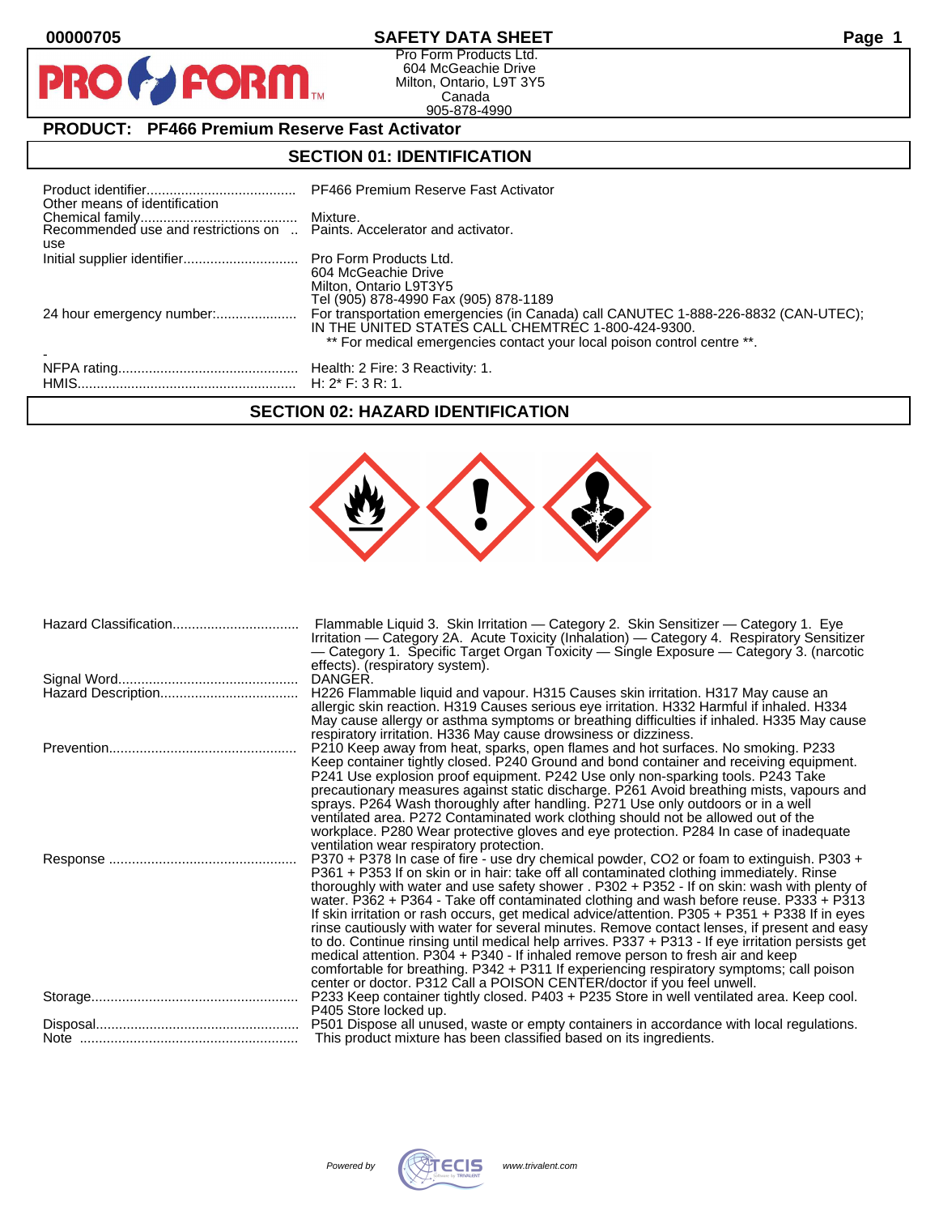00000705

# SAFETY DATA SHEET

Pro Form Products Ltd.
604 McGeachie Drive
Milton, Ontario, L9T 3Y5
Canada
905-878-4990

## PRODUCT: PF466 Premium Reserve Fast Activator

## SECTION 01: IDENTIFICATION

| | |
|---|---|
| Product identifier | PF466 Premium Reserve Fast Activator |
| Other means of identification | |
| Chemical family | Mixture. |
| Recommended use and restrictions on use | Paints. Accelerator and activator. |
| Initial supplier identifier | Pro Form Products Ltd.<br>604 McGeachie Drive<br>Milton, Ontario L9T3Y5<br>Tel (905) 878-4990 Fax (905) 878-1189 |
| 24 hour emergency number: | For transportation emergencies (in Canada) call CANUTEC 1-888-226-8832 (CAN-UTEC); IN THE UNITED STATES CALL CHEMTREC 1-800-424-9300.<br>** For medical emergencies contact your local poison control centre **. |
| - | |
| NFPA rating | Health: 2 Fire: 3 Reactivity: 1. |
| HMIS | H: 2* F: 3 R: 1. |

## SECTION 02: HAZARD IDENTIFICATION

| | |
|---|---|
| Hazard Classification | Flammable Liquid 3. Skin Irritation — Category 2. Skin Sensitizer — Category 1. Eye Irritation — Category 2A. Acute Toxicity (Inhalation) — Category 4. Respiratory Sensitizer — Category 1. Specific Target Organ Toxicity — Single Exposure — Category 3. (narcotic effects). (respiratory system). |
| Signal Word | DANGER. |
| Hazard Description | H226 Flammable liquid and vapour. H315 Causes skin irritation. H317 May cause an allergic skin reaction. H319 Causes serious eye irritation. H332 Harmful if inhaled. H334 May cause allergy or asthma symptoms or breathing difficulties if inhaled. H335 May cause respiratory irritation. H336 May cause drowsiness or dizziness. |
| Prevention | P210 Keep away from heat, sparks, open flames and hot surfaces. No smoking. P233 Keep container tightly closed. P240 Ground and bond container and receiving equipment. P241 Use explosion proof equipment. P242 Use only non-sparking tools. P243 Take precautionary measures against static discharge. P261 Avoid breathing mists, vapours and sprays. P264 Wash thoroughly after handling. P271 Use only outdoors or in a well ventilated area. P272 Contaminated work clothing should not be allowed out of the workplace. P280 Wear protective gloves and eye protection. P284 In case of inadequate ventilation wear respiratory protection. |
| Response | P370 + P378 In case of fire - use dry chemical powder, CO2 or foam to extinguish. P303 + P361 + P353 If on skin or in hair: take off all contaminated clothing immediately. Rinse thoroughly with water and use safety shower . P302 + P352 - If on skin: wash with plenty of water. P362 + P364 - Take off contaminated clothing and wash before reuse. P333 + P313 If skin irritation or rash occurs, get medical advice/attention. P305 + P351 + P338 If in eyes rinse cautiously with water for several minutes. Remove contact lenses, if present and easy to do. Continue rinsing until medical help arrives. P337 + P313 - If eye irritation persists get medical attention. P304 + P340 - If inhaled remove person to fresh air and keep comfortable for breathing. P342 + P311 If experiencing respiratory symptoms; call poison center or doctor. P312 Call a POISON CENTER/doctor if you feel unwell. |
| Storage | P233 Keep container tightly closed. P403 + P235 Store in well ventilated area. Keep cool. P405 Store locked up. |
| Disposal | P501 Dispose all unused, waste or empty containers in accordance with local regulations. |
| Note | This product mixture has been classified based on its ingredients. |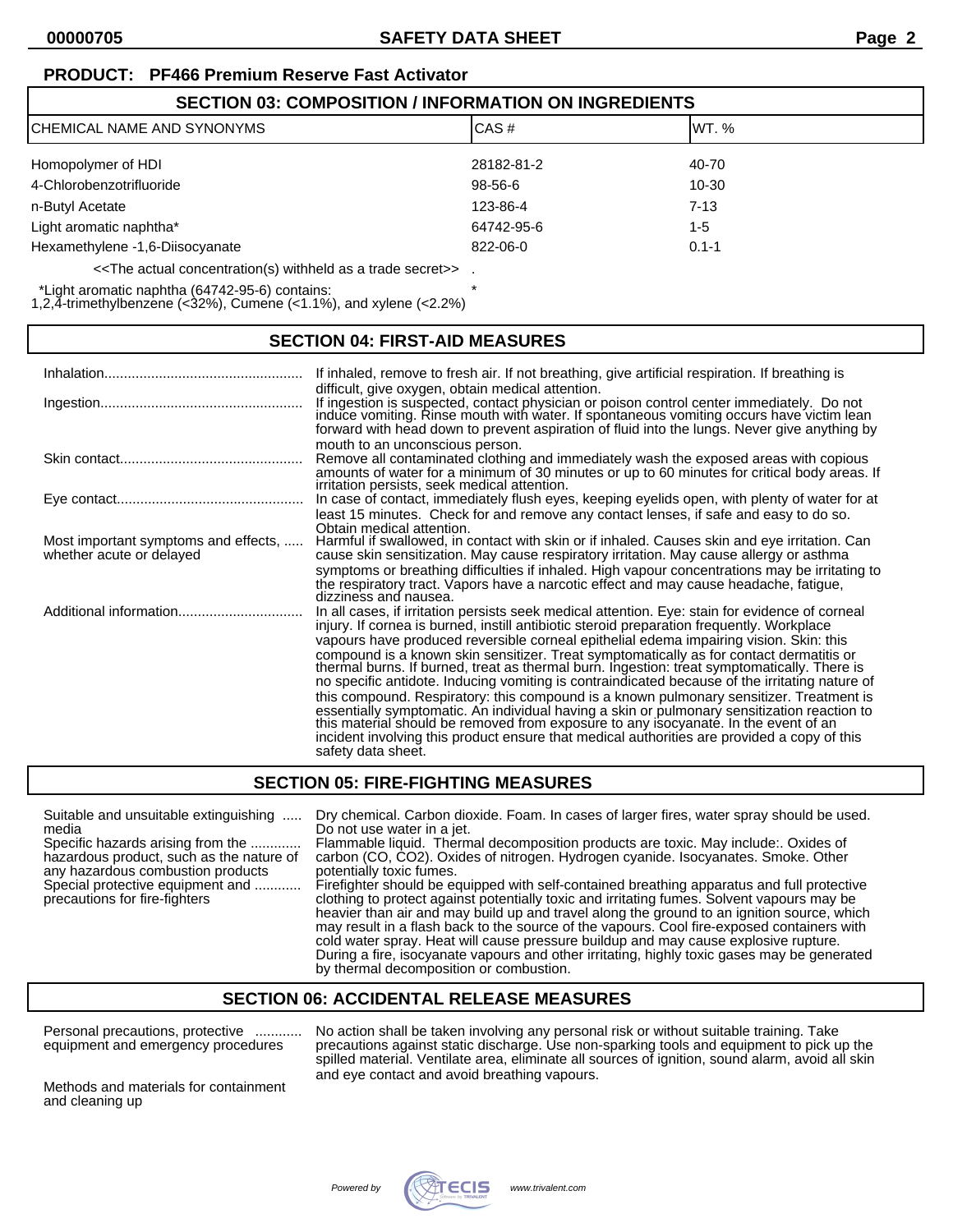**PRODUCT: PF466 Premium Reserve Fast Activator**

## SECTION 03: COMPOSITION / INFORMATION ON INGREDIENTS

| CHEMICAL NAME AND SYNONYMS | CAS # | WT. % |
|---|---|---|
| Homopolymer of HDI | 28182-81-2 | 40-70 |
| 4-Chlorobenzotrifluoride | 98-56-6 | 10-30 |
| n-Butyl Acetate | 123-86-4 | 7-13 |
| Light aromatic naphtha* | 64742-95-6 | 1-5 |
| Hexamethylene -1,6-Diisocyanate | 822-06-0 | 0.1-1 |
| <<The actual concentration(s) withheld as a trade secret>> | . | |
| *Light aromatic naphtha (64742-95-6) contains: 1,2,4-trimethylbenzene (<32%), Cumene (<1.1%), and xylene (<2.2%) | * | |

## SECTION 04: FIRST-AID MEASURES

| | |
|---|---|
| Inhalation | If inhaled, remove to fresh air. If not breathing, give artificial respiration. If breathing is difficult, give oxygen, obtain medical attention. |
| Ingestion | If ingestion is suspected, contact physician or poison control center immediately. Do not induce vomiting. Rinse mouth with water. If spontaneous vomiting occurs have victim lean forward with head down to prevent aspiration of fluid into the lungs. Never give anything by mouth to an unconscious person. |
| Skin contact | Remove all contaminated clothing and immediately wash the exposed areas with copious amounts of water for a minimum of 30 minutes or up to 60 minutes for critical body areas. If irritation persists, seek medical attention. |
| Eye contact | In case of contact, immediately flush eyes, keeping eyelids open, with plenty of water for at least 15 minutes. Check for and remove any contact lenses, if safe and easy to do so. Obtain medical attention. |
| Most important symptoms and effects, whether acute or delayed | Harmful if swallowed, in contact with skin or if inhaled. Causes skin and eye irritation. Can cause skin sensitization. May cause respiratory irritation. May cause allergy or asthma symptoms or breathing difficulties if inhaled. High vapour concentrations may be irritating to the respiratory tract. Vapors have a narcotic effect and may cause headache, fatigue, dizziness and nausea. |
| Additional information | In all cases, if irritation persists seek medical attention. Eye: stain for evidence of corneal injury. If cornea is burned, instill antibiotic steroid preparation frequently. Workplace vapours have produced reversible corneal epithelial edema impairing vision. Skin: this compound is a known skin sensitizer. Treat symptomatically as for contact dermatitis or thermal burns. If burned, treat as thermal burn. Ingestion: treat symptomatically. There is no specific antidote. Inducing vomiting is contraindicated because of the irritating nature of this compound. Respiratory: this compound is a known pulmonary sensitizer. Treatment is essentially symptomatic. An individual having a skin or pulmonary sensitization reaction to this material should be removed from exposure to any isocyanate. In the event of an incident involving this product ensure that medical authorities are provided a copy of this safety data sheet. |

## SECTION 05: FIRE-FIGHTING MEASURES

| | |
|---|---|
| Suitable and unsuitable extinguishing media | Dry chemical. Carbon dioxide. Foam. In cases of larger fires, water spray should be used. Do not use water in a jet. |
| Specific hazards arising from the hazardous product, such as the nature of any hazardous combustion products | Flammable liquid. Thermal decomposition products are toxic. May include:. Oxides of carbon (CO, CO2). Oxides of nitrogen. Hydrogen cyanide. Isocyanates. Smoke. Other potentially toxic fumes. |
| Special protective equipment and precautions for fire-fighters | Firefighter should be equipped with self-contained breathing apparatus and full protective clothing to protect against potentially toxic and irritating fumes. Solvent vapours may be heavier than air and may build up and travel along the ground to an ignition source, which may result in a flash back to the source of the vapours. Cool fire-exposed containers with cold water spray. Heat will cause pressure buildup and may cause explosive rupture. During a fire, isocyanate vapours and other irritating, highly toxic gases may be generated by thermal decomposition or combustion. |

## SECTION 06: ACCIDENTAL RELEASE MEASURES

| | |
|---|---|
| Personal precautions, protective equipment and emergency procedures | No action shall be taken involving any personal risk or without suitable training. Take precautions against static discharge. Use non-sparking tools and equipment to pick up the spilled material. Ventilate area, eliminate all sources of ignition, sound alarm, avoid all skin and eye contact and avoid breathing vapours. |
| Methods and materials for containment and cleaning up | |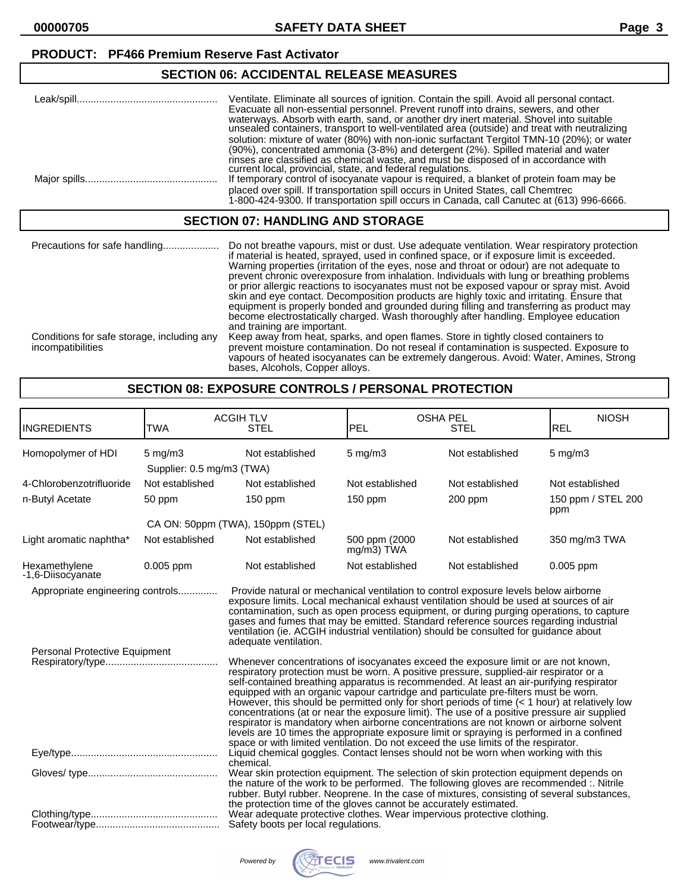**PRODUCT: PF466 Premium Reserve Fast Activator**

## SECTION 06: ACCIDENTAL RELEASE MEASURES

Leak/spill.................................................. Ventilate. Eliminate all sources of ignition. Contain the spill. Avoid all personal contact. Evacuate all non-essential personnel. Prevent runoff into drains, sewers, and other waterways. Absorb with earth, sand, or another dry inert material. Shovel into suitable unsealed containers, transport to well-ventilated area (outside) and treat with neutralizing solution: mixture of water (80%) with non-ionic surfactant Tergitol TMN-10 (20%); or water (90%), concentrated ammonia (3-8%) and detergent (2%). Spilled material and water rinses are classified as chemical waste, and must be disposed of in accordance with current local, provincial, state, and federal regulations.

Major spills............................................... If temporary control of isocyanate vapour is required, a blanket of protein foam may be placed over spill. If transportation spill occurs in United States, call Chemtrec 1-800-424-9300. If transportation spill occurs in Canada, call Canutec at (613) 996-6666.

## SECTION 07: HANDLING AND STORAGE

Precautions for safe handling.................... Do not breathe vapours, mist or dust. Use adequate ventilation. Wear respiratory protection if material is heated, sprayed, used in confined space, or if exposure limit is exceeded. Warning properties (irritation of the eyes, nose and throat or odour) are not adequate to prevent chronic overexposure from inhalation. Individuals with lung or breathing problems or prior allergic reactions to isocyanates must not be exposed vapour or spray mist. Avoid skin and eye contact. Decomposition products are highly toxic and irritating. Ensure that equipment is properly bonded and grounded during filling and transferring as product may become electrostatically charged. Wash thoroughly after handling. Employee education and training are important.

Conditions for safe storage, including any incompatibilities: Keep away from heat, sparks, and open flames. Store in tightly closed containers to prevent moisture contamination. Do not reseal if contamination is suspected. Exposure to vapours of heated isocyanates can be extremely dangerous. Avoid: Water, Amines, Strong bases, Alcohols, Copper alloys.

## SECTION 08: EXPOSURE CONTROLS / PERSONAL PROTECTION

| INGREDIENTS | ACGIH TLV TWA | ACGIH TLV STEL | OSHA PEL PEL | OSHA PEL STEL | NIOSH REL |
|---|---|---|---|---|---|
| Homopolymer of HDI | 5 mg/m3<br>Supplier: 0.5 mg/m3 (TWA) | Not established | 5 mg/m3 | Not established | 5 mg/m3 |
| 4-Chlorobenzotrifluoride | Not established | Not established | Not established | Not established | Not established |
| n-Butyl Acetate | 50 ppm<br>CA ON: 50ppm (TWA), 150ppm (STEL) | 150 ppm | 150 ppm | 200 ppm | 150 ppm / STEL 200 ppm |
| Light aromatic naphtha* | Not established | Not established | 500 ppm (2000 mg/m3) TWA | Not established | 350 mg/m3 TWA |
| Hexamethylene -1,6-Diisocyanate | 0.005 ppm | Not established | Not established | Not established | 0.005 ppm |

Appropriate engineering controls.............. Provide natural or mechanical ventilation to control exposure levels below airborne exposure limits. Local mechanical exhaust ventilation should be used at sources of air contamination, such as open process equipment, or during purging operations, to capture gases and fumes that may be emitted. Standard reference sources regarding industrial ventilation (ie. ACGIH industrial ventilation) should be consulted for guidance about adequate ventilation.

**Personal Protective Equipment**

Respiratory/type........................................ Whenever concentrations of isocyanates exceed the exposure limit or are not known, respiratory protection must be worn. A positive pressure, supplied-air respirator or a self-contained breathing apparatus is recommended. At least an air-purifying respirator equipped with an organic vapour cartridge and particulate pre-filters must be worn. However, this should be permitted only for short periods of time (< 1 hour) at relatively low concentrations (at or near the exposure limit). The use of a positive pressure air supplied respirator is mandatory when airborne concentrations are not known or airborne solvent levels are 10 times the appropriate exposure limit or spraying is performed in a confined space or with limited ventilation. Do not exceed the use limits of the respirator.

Eye/type.................................................... Liquid chemical goggles. Contact lenses should not be worn when working with this chemical.

Gloves/ type.............................................. Wear skin protection equipment. The selection of skin protection equipment depends on the nature of the work to be performed. The following gloves are recommended :. Nitrile rubber. Butyl rubber. Neoprene. In the case of mixtures, consisting of several substances, the protection time of the gloves cannot be accurately estimated.

Clothing/type............................................. Wear adequate protective clothes. Wear impervious protective clothing.

Footwear/type............................................ Safety boots per local regulations.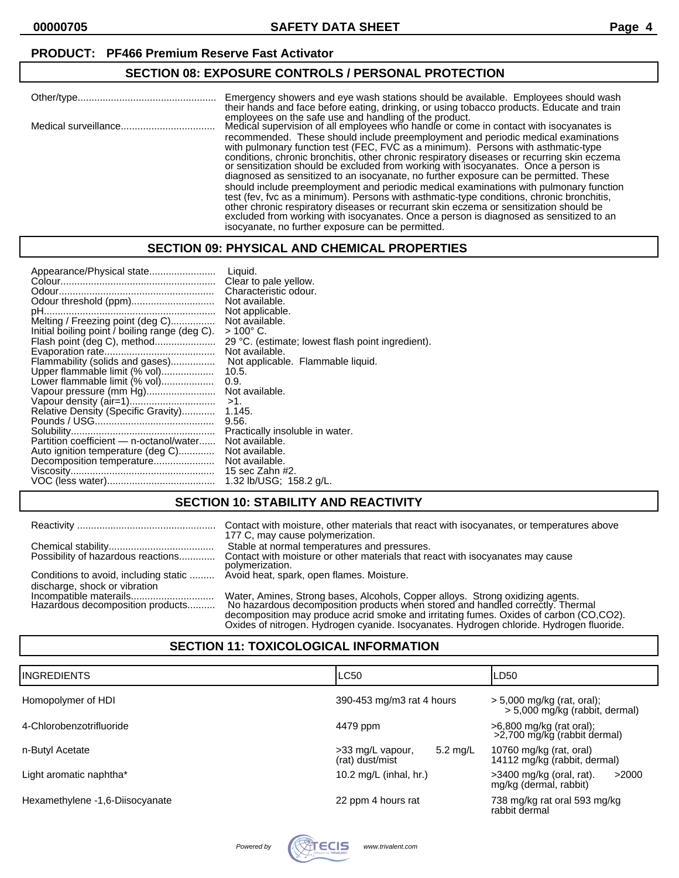**PRODUCT: PF466 Premium Reserve Fast Activator**

## SECTION 08: EXPOSURE CONTROLS / PERSONAL PROTECTION

| | |
|---|---|
| Other/type | Emergency showers and eye wash stations should be available. Employees should wash their hands and face before eating, drinking, or using tobacco products. Educate and train employees on the safe use and handling of the product. |
| Medical surveillance | Medical supervision of all employees who handle or come in contact with isocyanates is recommended. These should include preemployment and periodic medical examinations with pulmonary function test (FEC, FVC as a minimum). Persons with asthmatic-type conditions, chronic bronchitis, other chronic respiratory diseases or recurring skin eczema or sensitization should be excluded from working with isocyanates. Once a person is diagnosed as sensitized to an isocyanate, no further exposure can be permitted. These should include preemployment and periodic medical examinations with pulmonary function test (fev, fvc as a minimum). Persons with asthmatic-type conditions, chronic bronchitis, other chronic respiratory diseases or recurrant skin eczema or sensitization should be excluded from working with isocyanates. Once a person is diagnosed as sensitized to an isocyanate, no further exposure can be permitted. |

## SECTION 09: PHYSICAL AND CHEMICAL PROPERTIES

| | |
|---|---|
| Appearance/Physical state | Liquid. |
| Colour | Clear to pale yellow. |
| Odour | Characteristic odour. |
| Odour threshold (ppm) | Not available. |
| pH | Not applicable. |
| Melting / Freezing point (deg C) | Not available. |
| Initial boiling point / boiling range (deg C). | > 100° C. |
| Flash point (deg C), method | 29 °C. (estimate; lowest flash point ingredient). |
| Evaporation rate | Not available. |
| Flammability (solids and gases) | Not applicable. Flammable liquid. |
| Upper flammable limit (% vol) | 10.5. |
| Lower flammable limit (% vol) | 0.9. |
| Vapour pressure (mm Hg) | Not available. |
| Vapour density (air=1) | >1. |
| Relative Density (Specific Gravity) | 1.145. |
| Pounds / USG | 9.56. |
| Solubility | Practically insoluble in water. |
| Partition coefficient — n-octanol/water | Not available. |
| Auto ignition temperature (deg C) | Not available. |
| Decomposition temperature | Not available. |
| Viscosity | 15 sec Zahn #2. |
| VOC (less water) | 1.32 lb/USG; 158.2 g/L. |

## SECTION 10: STABILITY AND REACTIVITY

| | |
|---|---|
| Reactivity | Contact with moisture, other materials that react with isocyanates, or temperatures above 177 C, may cause polymerization. |
| Chemical stability | Stable at normal temperatures and pressures. |
| Possibility of hazardous reactions | Contact with moisture or other materials that react with isocyanates may cause polymerization. |
| Conditions to avoid, including static discharge, shock or vibration | Avoid heat, spark, open flames. Moisture. |
| Incompatible materails | Water, Amines, Strong bases, Alcohols, Copper alloys. Strong oxidizing agents. |
| Hazardous decomposition products | No hazardous decomposition products when stored and handled correctly. Thermal decomposition may produce acrid smoke and irritating fumes. Oxides of carbon ($CO$,$CO_2$). Oxides of nitrogen. Hydrogen cyanide. Isocyanates. Hydrogen chloride. Hydrogen fluoride. |

## SECTION 11: TOXICOLOGICAL INFORMATION

| INGREDIENTS | LC50 | LD50 |
|---|---|---|
| Homopolymer of HDI | 390-453 mg/m3 rat 4 hours | > 5,000 mg/kg (rat, oral); > 5,000 mg/kg (rabbit, dermal) |
| 4-Chlorobenzotrifluoride | 4479 ppm | >6,800 mg/kg (rat oral); >2,700 mg/kg (rabbit dermal) |
| n-Butyl Acetate | >33 mg/L vapour, 5.2 mg/L (rat) dust/mist | 10760 mg/kg (rat, oral) 14112 mg/kg (rabbit, dermal) |
| Light aromatic naphtha* | 10.2 mg/L (inhal, hr.) | >3400 mg/kg (oral, rat). >2000 mg/kg (dermal, rabbit) |
| Hexamethylene -1,6-Diisocyanate | 22 ppm 4 hours rat | 738 mg/kg rat oral 593 mg/kg rabbit dermal |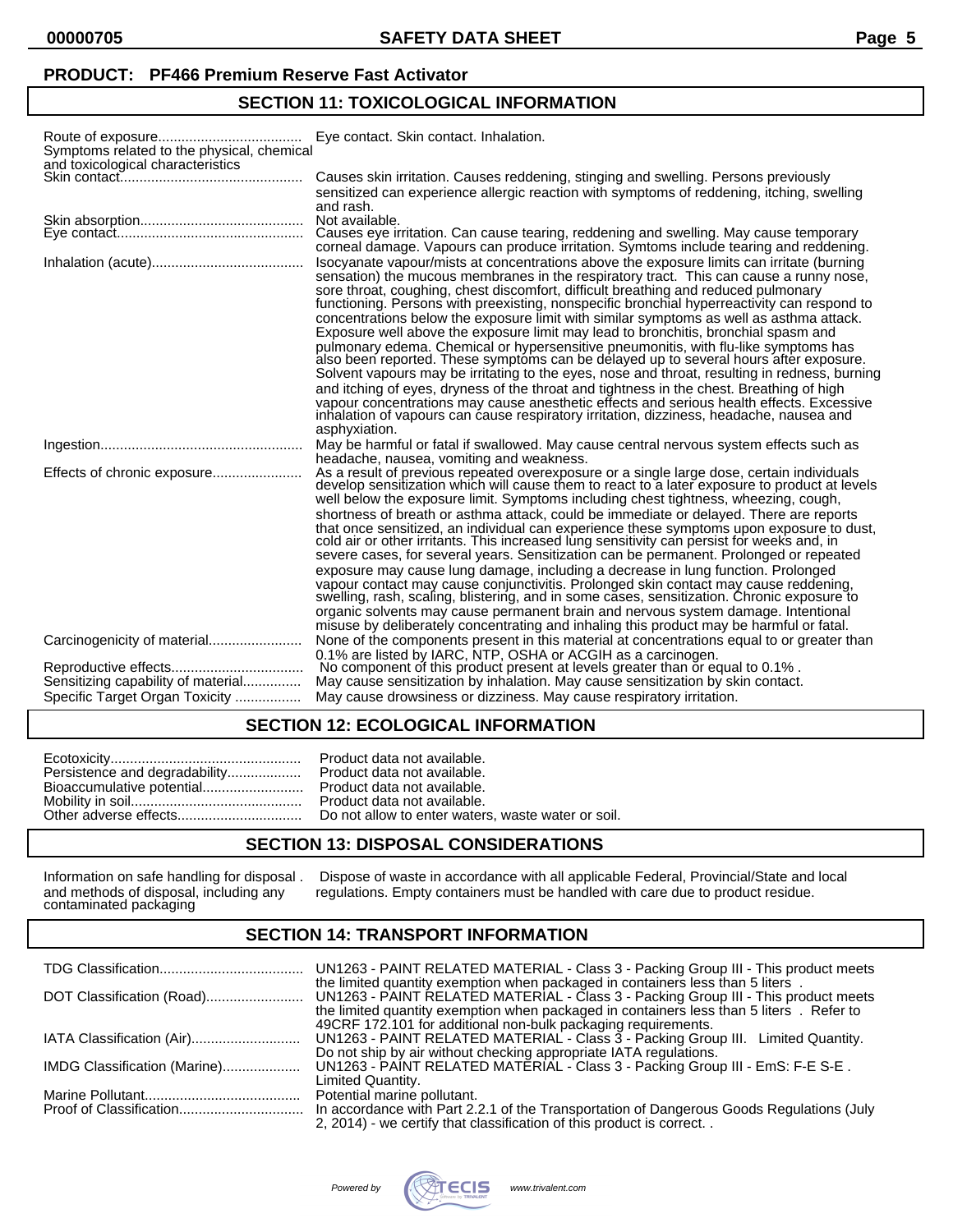**PRODUCT: PF466 Premium Reserve Fast Activator**

## SECTION 11: TOXICOLOGICAL INFORMATION

| | |
|---|---|
| Route of exposure | Eye contact. Skin contact. Inhalation. |
| Symptoms related to the physical, chemical and toxicological characteristics | |
| Skin contact | Causes skin irritation. Causes reddening, stinging and swelling. Persons previously sensitized can experience allergic reaction with symptoms of reddening, itching, swelling and rash. |
| Skin absorption | Not available. |
| Eye contact | Causes eye irritation. Can cause tearing, reddening and swelling. May cause temporary corneal damage. Vapours can produce irritation. Symtoms include tearing and reddening. |
| Inhalation (acute) | Isocyanate vapour/mists at concentrations above the exposure limits can irritate (burning sensation) the mucous membranes in the respiratory tract. This can cause a runny nose, sore throat, coughing, chest discomfort, difficult breathing and reduced pulmonary functioning. Persons with preexisting, nonspecific bronchial hyperreactivity can respond to concentrations below the exposure limit with similar symptoms as well as asthma attack. Exposure well above the exposure limit may lead to bronchitis, bronchial spasm and pulmonary edema. Chemical or hypersensitive pneumonitis, with flu-like symptoms has also been reported. These symptoms can be delayed up to several hours after exposure. Solvent vapours may be irritating to the eyes, nose and throat, resulting in redness, burning and itching of eyes, dryness of the throat and tightness in the chest. Breathing of high vapour concentrations may cause anesthetic effects and serious health effects. Excessive inhalation of vapours can cause respiratory irritation, dizziness, headache, nausea and asphyxiation. |
| Ingestion | May be harmful or fatal if swallowed. May cause central nervous system effects such as headache, nausea, vomiting and weakness. |
| Effects of chronic exposure | As a result of previous repeated overexposure or a single large dose, certain individuals develop sensitization which will cause them to react to a later exposure to product at levels well below the exposure limit. Symptoms including chest tightness, wheezing, cough, shortness of breath or asthma attack, could be immediate or delayed. There are reports that once sensitized, an individual can experience these symptoms upon exposure to dust, cold air or other irritants. This increased lung sensitivity can persist for weeks and, in severe cases, for several years. Sensitization can be permanent. Prolonged or repeated exposure may cause lung damage, including a decrease in lung function. Prolonged vapour contact may cause conjunctivitis. Prolonged skin contact may cause reddening, swelling, rash, scaling, blistering, and in some cases, sensitization. Chronic exposure to organic solvents may cause permanent brain and nervous system damage. Intentional misuse by deliberately concentrating and inhaling this product may be harmful or fatal. |
| Carcinogenicity of material | None of the components present in this material at concentrations equal to or greater than 0.1% are listed by IARC, NTP, OSHA or ACGIH as a carcinogen. |
| Reproductive effects | No component of this product present at levels greater than or equal to 0.1% . |
| Sensitizing capability of material | May cause sensitization by inhalation. May cause sensitization by skin contact. |
| Specific Target Organ Toxicity | May cause drowsiness or dizziness. May cause respiratory irritation. |

## SECTION 12: ECOLOGICAL INFORMATION

| | |
|---|---|
| Ecotoxicity | Product data not available. |
| Persistence and degradability | Product data not available. |
| Bioaccumulative potential | Product data not available. |
| Mobility in soil | Product data not available. |
| Other adverse effects | Do not allow to enter waters, waste water or soil. |

## SECTION 13: DISPOSAL CONSIDERATIONS

| | |
|---|---|
| Information on safe handling for disposal and methods of disposal, including any contaminated packaging | Dispose of waste in accordance with all applicable Federal, Provincial/State and local regulations. Empty containers must be handled with care due to product residue. |

## SECTION 14: TRANSPORT INFORMATION

| | |
|---|---|
| TDG Classification | UN1263 - PAINT RELATED MATERIAL - Class 3 - Packing Group III - This product meets the limited quantity exemption when packaged in containers less than 5 liters . |
| DOT Classification (Road) | UN1263 - PAINT RELATED MATERIAL - Class 3 - Packing Group III - This product meets the limited quantity exemption when packaged in containers less than 5 liters . Refer to 49CRF 172.101 for additional non-bulk packaging requirements. |
| IATA Classification (Air) | UN1263 - PAINT RELATED MATERIAL - Class 3 - Packing Group III. Limited Quantity. Do not ship by air without checking appropriate IATA regulations. |
| IMDG Classification (Marine) | UN1263 - PAINT RELATED MATERIAL - Class 3 - Packing Group III - EmS: F-E S-E . Limited Quantity. |
| Marine Pollutant | Potential marine pollutant. |
| Proof of Classification | In accordance with Part 2.2.1 of the Transportation of Dangerous Goods Regulations (July 2, 2014) - we certify that classification of this product is correct. . |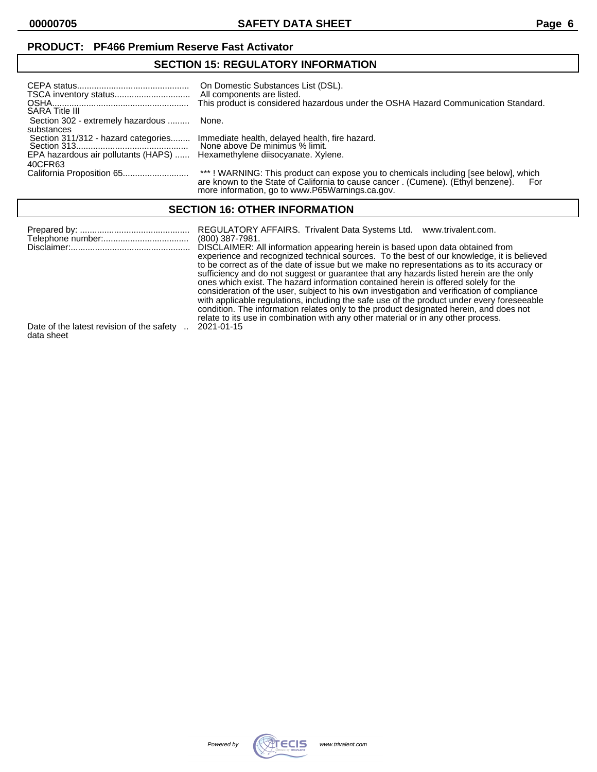**PRODUCT: PF466 Premium Reserve Fast Activator**

## SECTION 15: REGULATORY INFORMATION

| | |
|---|---|
| CEPA status | On Domestic Substances List (DSL). |
| TSCA inventory status | All components are listed. |
| OSHA | This product is considered hazardous under the OSHA Hazard Communication Standard. |
| SARA Title III | |
| Section 302 - extremely hazardous substances | None. |
| Section 311/312 - hazard categories | Immediate health, delayed health, fire hazard. |
| Section 313 | None above De minimus % limit. |
| EPA hazardous air pollutants (HAPS) 40CFR63 | Hexamethylene diisocyanate. Xylene. |
| California Proposition 65 | *** ! WARNING: This product can expose you to chemicals including [see below], which are known to the State of California to cause cancer . (Cumene). (Ethyl benzene). For more information, go to www.P65Warnings.ca.gov. |

## SECTION 16: OTHER INFORMATION

| | |
|---|---|
| Prepared by: | REGULATORY AFFAIRS. Trivalent Data Systems Ltd. www.trivalent.com. |
| Telephone number: | (800) 387-7981. |
| Disclaimer: | DISCLAIMER: All information appearing herein is based upon data obtained from experience and recognized technical sources. To the best of our knowledge, it is believed to be correct as of the date of issue but we make no representations as to its accuracy or sufficiency and do not suggest or guarantee that any hazards listed herein are the only ones which exist. The hazard information contained herein is offered solely for the consideration of the user, subject to his own investigation and verification of compliance with applicable regulations, including the safe use of the product under every foreseeable condition. The information relates only to the product designated herein, and does not relate to its use in combination with any other material or in any other process. |
| Date of the latest revision of the safety data sheet | 2021-01-15 |